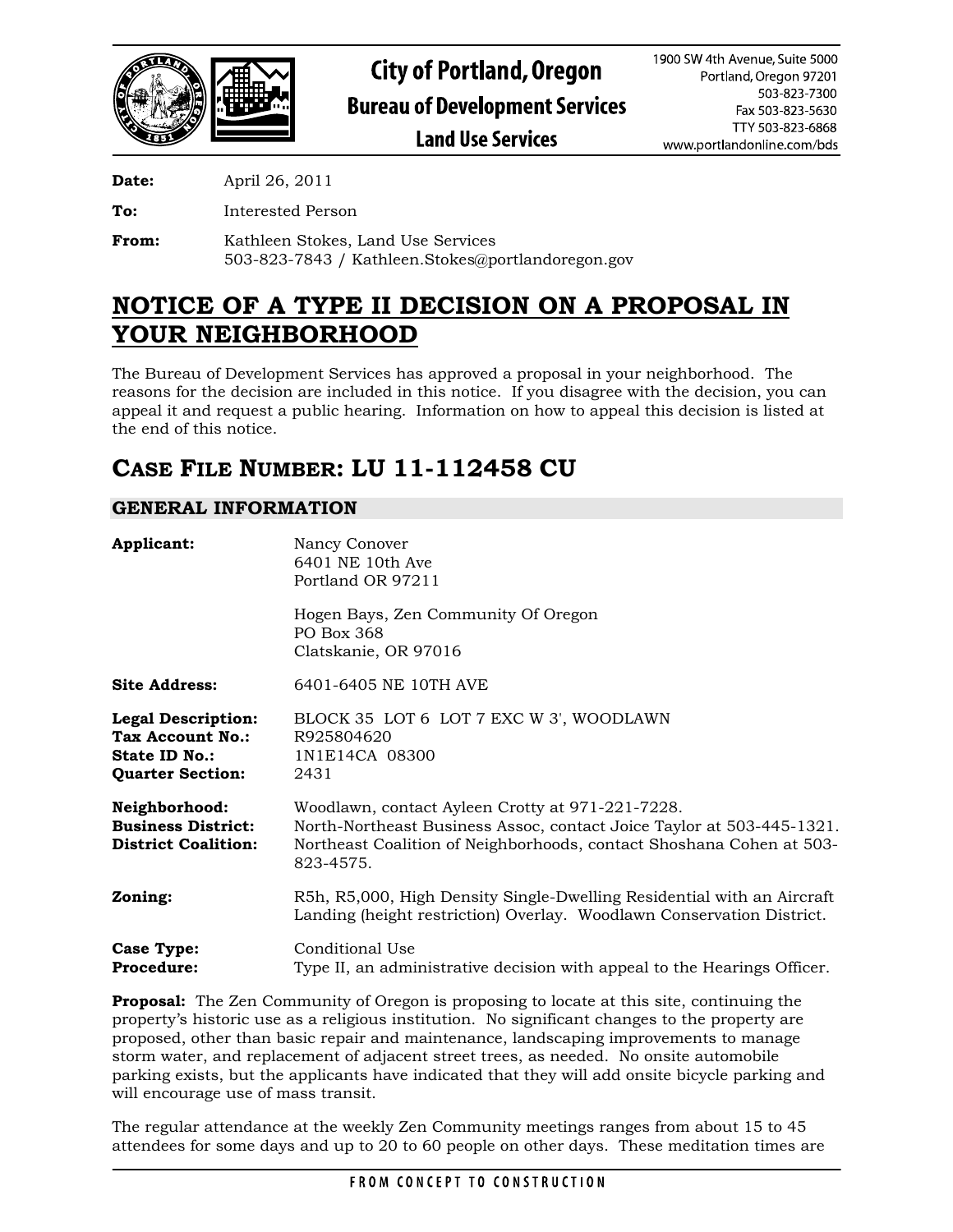**City of Portland, Oregon**
**Bureau of Development Services**
**Land Use Services**

1900 SW 4th Avenue, Suite 5000
Portland, Oregon 97201
503-823-7300
Fax 503-823-5630
TTY 503-823-6868
www.portlandonline.com/bds

**Date:** April 26, 2011

**To:** Interested Person

**From:** Kathleen Stokes, Land Use Services
503-823-7843 / Kathleen.Stokes@portlandoregon.gov

# NOTICE OF A TYPE II DECISION ON A PROPOSAL IN YOUR NEIGHBORHOOD

The Bureau of Development Services has approved a proposal in your neighborhood. The reasons for the decision are included in this notice. If you disagree with the decision, you can appeal it and request a public hearing. Information on how to appeal this decision is listed at the end of this notice.

# CASE FILE NUMBER: LU 11-112458 CU

## GENERAL INFORMATION

**Applicant:** Nancy Conover
6401 NE 10th Ave
Portland OR 97211

Hogen Bays, Zen Community Of Oregon
PO Box 368
Clatskanie, OR 97016

**Site Address:** 6401-6405 NE 10TH AVE

**Legal Description:** BLOCK 35 LOT 6 LOT 7 EXC W 3', WOODLAWN
**Tax Account No.:** R925804620
**State ID No.:** 1N1E14CA 08300
**Quarter Section:** 2431

**Neighborhood:** Woodlawn, contact Ayleen Crotty at 971-221-7228.
**Business District:** North-Northeast Business Assoc, contact Joice Taylor at 503-445-1321.
**District Coalition:** Northeast Coalition of Neighborhoods, contact Shoshana Cohen at 503-823-4575.

**Zoning:** R5h, R5,000, High Density Single-Dwelling Residential with an Aircraft Landing (height restriction) Overlay. Woodlawn Conservation District.

**Case Type:** Conditional Use
**Procedure:** Type II, an administrative decision with appeal to the Hearings Officer.

**Proposal:** The Zen Community of Oregon is proposing to locate at this site, continuing the property's historic use as a religious institution. No significant changes to the property are proposed, other than basic repair and maintenance, landscaping improvements to manage storm water, and replacement of adjacent street trees, as needed. No onsite automobile parking exists, but the applicants have indicated that they will add onsite bicycle parking and will encourage use of mass transit.

The regular attendance at the weekly Zen Community meetings ranges from about 15 to 45 attendees for some days and up to 20 to 60 people on other days. These meditation times are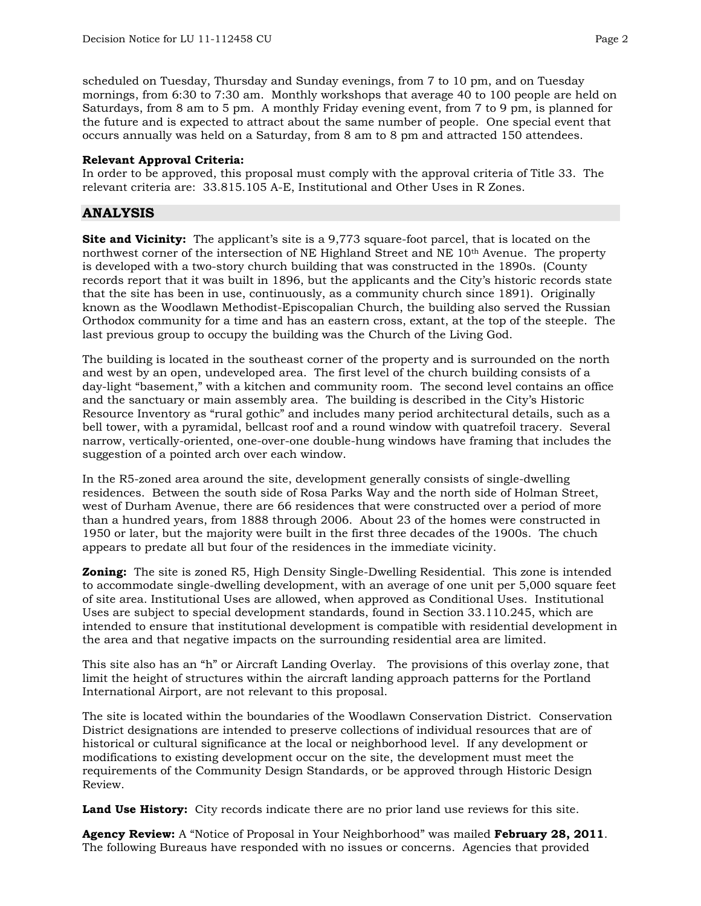scheduled on Tuesday, Thursday and Sunday evenings, from 7 to 10 pm, and on Tuesday mornings, from 6:30 to 7:30 am. Monthly workshops that average 40 to 100 people are held on Saturdays, from 8 am to 5 pm. A monthly Friday evening event, from 7 to 9 pm, is planned for the future and is expected to attract about the same number of people. One special event that occurs annually was held on a Saturday, from 8 am to 8 pm and attracted 150 attendees.

**Relevant Approval Criteria:**
In order to be approved, this proposal must comply with the approval criteria of Title 33. The relevant criteria are: 33.815.105 A-E, Institutional and Other Uses in R Zones.

## ANALYSIS

**Site and Vicinity:** The applicant's site is a 9,773 square-foot parcel, that is located on the northwest corner of the intersection of NE Highland Street and NE 10th Avenue. The property is developed with a two-story church building that was constructed in the 1890s. (County records report that it was built in 1896, but the applicants and the City's historic records state that the site has been in use, continuously, as a community church since 1891). Originally known as the Woodlawn Methodist-Episcopalian Church, the building also served the Russian Orthodox community for a time and has an eastern cross, extant, at the top of the steeple. The last previous group to occupy the building was the Church of the Living God.

The building is located in the southeast corner of the property and is surrounded on the north and west by an open, undeveloped area. The first level of the church building consists of a day-light "basement," with a kitchen and community room. The second level contains an office and the sanctuary or main assembly area. The building is described in the City's Historic Resource Inventory as "rural gothic" and includes many period architectural details, such as a bell tower, with a pyramidal, bellcast roof and a round window with quatrefoil tracery. Several narrow, vertically-oriented, one-over-one double-hung windows have framing that includes the suggestion of a pointed arch over each window.

In the R5-zoned area around the site, development generally consists of single-dwelling residences. Between the south side of Rosa Parks Way and the north side of Holman Street, west of Durham Avenue, there are 66 residences that were constructed over a period of more than a hundred years, from 1888 through 2006. About 23 of the homes were constructed in 1950 or later, but the majority were built in the first three decades of the 1900s. The chuch appears to predate all but four of the residences in the immediate vicinity.

**Zoning:** The site is zoned R5, High Density Single-Dwelling Residential. This zone is intended to accommodate single-dwelling development, with an average of one unit per 5,000 square feet of site area. Institutional Uses are allowed, when approved as Conditional Uses. Institutional Uses are subject to special development standards, found in Section 33.110.245, which are intended to ensure that institutional development is compatible with residential development in the area and that negative impacts on the surrounding residential area are limited.

This site also has an "h" or Aircraft Landing Overlay. The provisions of this overlay zone, that limit the height of structures within the aircraft landing approach patterns for the Portland International Airport, are not relevant to this proposal.

The site is located within the boundaries of the Woodlawn Conservation District. Conservation District designations are intended to preserve collections of individual resources that are of historical or cultural significance at the local or neighborhood level. If any development or modifications to existing development occur on the site, the development must meet the requirements of the Community Design Standards, or be approved through Historic Design Review.

**Land Use History:** City records indicate there are no prior land use reviews for this site.

**Agency Review:** A "Notice of Proposal in Your Neighborhood" was mailed **February 28, 2011**. The following Bureaus have responded with no issues or concerns. Agencies that provided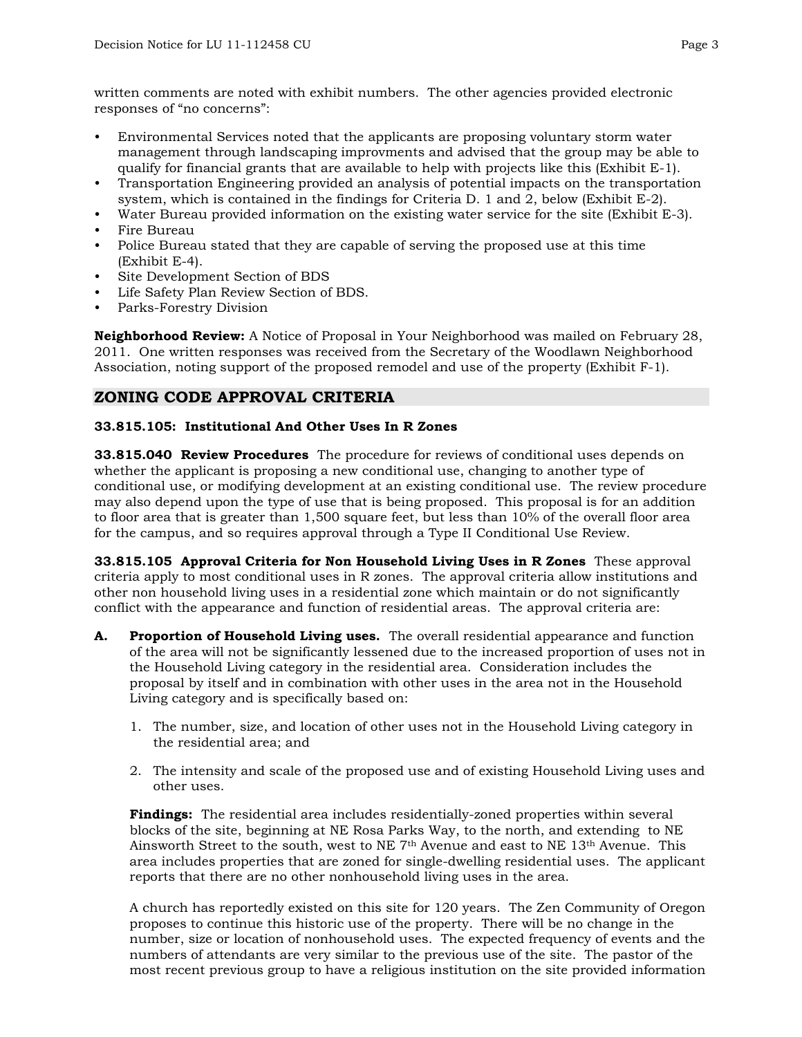written comments are noted with exhibit numbers. The other agencies provided electronic responses of "no concerns":

- Environmental Services noted that the applicants are proposing voluntary storm water management through landscaping improvments and advised that the group may be able to qualify for financial grants that are available to help with projects like this (Exhibit E-1).
- Transportation Engineering provided an analysis of potential impacts on the transportation system, which is contained in the findings for Criteria D. 1 and 2, below (Exhibit E-2).
- Water Bureau provided information on the existing water service for the site (Exhibit E-3).
- Fire Bureau
- Police Bureau stated that they are capable of serving the proposed use at this time (Exhibit E-4).
- Site Development Section of BDS
- Life Safety Plan Review Section of BDS.
- Parks-Forestry Division

**Neighborhood Review:** A Notice of Proposal in Your Neighborhood was mailed on February 28, 2011. One written responses was received from the Secretary of the Woodlawn Neighborhood Association, noting support of the proposed remodel and use of the property (Exhibit F-1).

## ZONING CODE APPROVAL CRITERIA

**33.815.105: Institutional And Other Uses In R Zones**

**33.815.040 Review Procedures** The procedure for reviews of conditional uses depends on whether the applicant is proposing a new conditional use, changing to another type of conditional use, or modifying development at an existing conditional use. The review procedure may also depend upon the type of use that is being proposed. This proposal is for an addition to floor area that is greater than 1,500 square feet, but less than 10% of the overall floor area for the campus, and so requires approval through a Type II Conditional Use Review.

**33.815.105 Approval Criteria for Non Household Living Uses in R Zones** These approval criteria apply to most conditional uses in R zones. The approval criteria allow institutions and other non household living uses in a residential zone which maintain or do not significantly conflict with the appearance and function of residential areas. The approval criteria are:

**A. Proportion of Household Living uses.** The overall residential appearance and function of the area will not be significantly lessened due to the increased proportion of uses not in the Household Living category in the residential area. Consideration includes the proposal by itself and in combination with other uses in the area not in the Household Living category and is specifically based on:

1. The number, size, and location of other uses not in the Household Living category in the residential area; and

2. The intensity and scale of the proposed use and of existing Household Living uses and other uses.

**Findings:** The residential area includes residentially-zoned properties within several blocks of the site, beginning at NE Rosa Parks Way, to the north, and extending to NE Ainsworth Street to the south, west to NE 7th Avenue and east to NE 13th Avenue. This area includes properties that are zoned for single-dwelling residential uses. The applicant reports that there are no other nonhousehold living uses in the area.

A church has reportedly existed on this site for 120 years. The Zen Community of Oregon proposes to continue this historic use of the property. There will be no change in the number, size or location of nonhousehold uses. The expected frequency of events and the numbers of attendants are very similar to the previous use of the site. The pastor of the most recent previous group to have a religious institution on the site provided information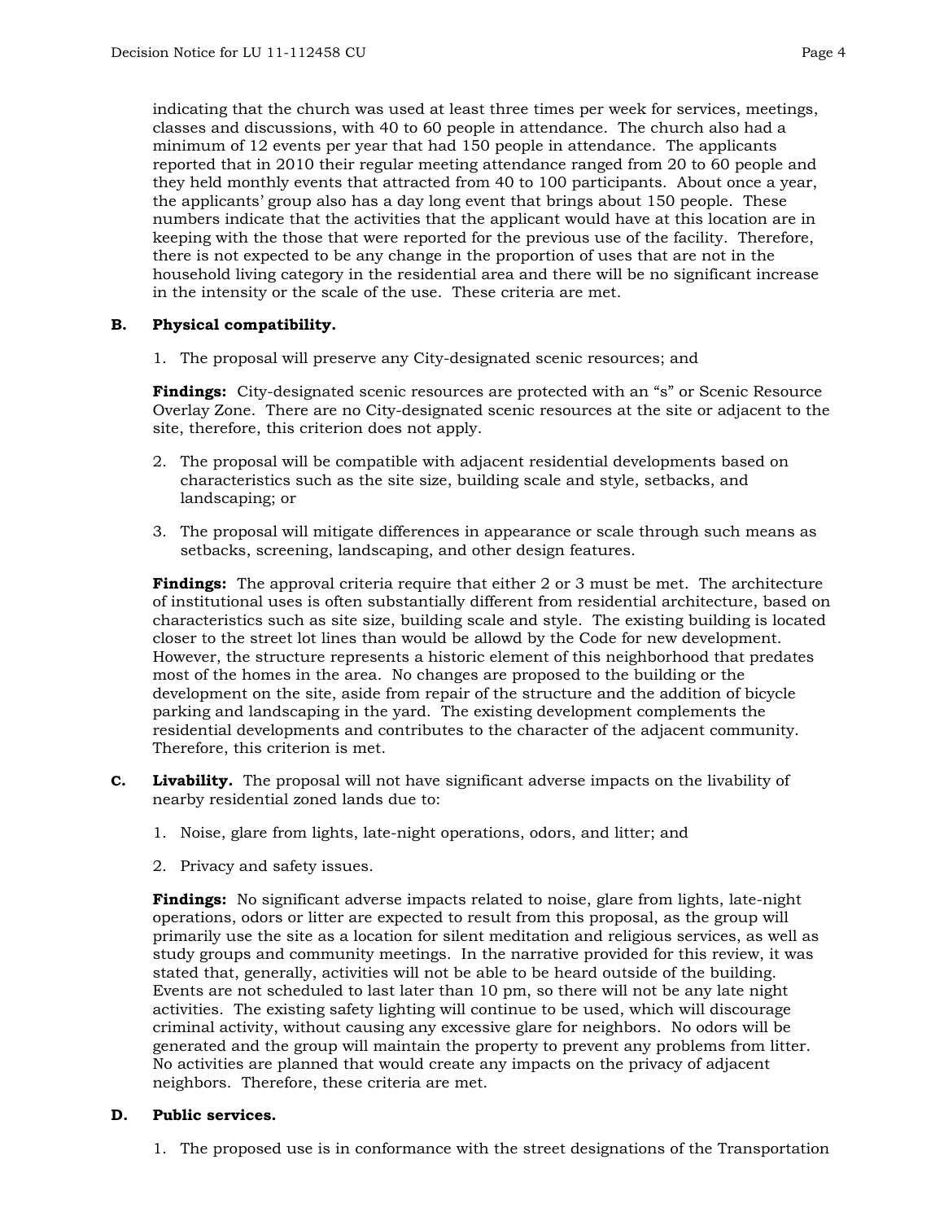indicating that the church was used at least three times per week for services, meetings, classes and discussions, with 40 to 60 people in attendance. The church also had a minimum of 12 events per year that had 150 people in attendance. The applicants reported that in 2010 their regular meeting attendance ranged from 20 to 60 people and they held monthly events that attracted from 40 to 100 participants. About once a year, the applicants' group also has a day long event that brings about 150 people. These numbers indicate that the activities that the applicant would have at this location are in keeping with the those that were reported for the previous use of the facility. Therefore, there is not expected to be any change in the proportion of uses that are not in the household living category in the residential area and there will be no significant increase in the intensity or the scale of the use. These criteria are met.

**B. Physical compatibility.**

1. The proposal will preserve any City-designated scenic resources; and

**Findings:** City-designated scenic resources are protected with an "s" or Scenic Resource Overlay Zone. There are no City-designated scenic resources at the site or adjacent to the site, therefore, this criterion does not apply.

2. The proposal will be compatible with adjacent residential developments based on characteristics such as the site size, building scale and style, setbacks, and landscaping; or

3. The proposal will mitigate differences in appearance or scale through such means as setbacks, screening, landscaping, and other design features.

**Findings:** The approval criteria require that either 2 or 3 must be met. The architecture of institutional uses is often substantially different from residential architecture, based on characteristics such as site size, building scale and style. The existing building is located closer to the street lot lines than would be allowd by the Code for new development. However, the structure represents a historic element of this neighborhood that predates most of the homes in the area. No changes are proposed to the building or the development on the site, aside from repair of the structure and the addition of bicycle parking and landscaping in the yard. The existing development complements the residential developments and contributes to the character of the adjacent community. Therefore, this criterion is met.

**C. Livability.** The proposal will not have significant adverse impacts on the livability of nearby residential zoned lands due to:

1. Noise, glare from lights, late-night operations, odors, and litter; and

2. Privacy and safety issues.

**Findings:** No significant adverse impacts related to noise, glare from lights, late-night operations, odors or litter are expected to result from this proposal, as the group will primarily use the site as a location for silent meditation and religious services, as well as study groups and community meetings. In the narrative provided for this review, it was stated that, generally, activities will not be able to be heard outside of the building. Events are not scheduled to last later than 10 pm, so there will not be any late night activities. The existing safety lighting will continue to be used, which will discourage criminal activity, without causing any excessive glare for neighbors. No odors will be generated and the group will maintain the property to prevent any problems from litter. No activities are planned that would create any impacts on the privacy of adjacent neighbors. Therefore, these criteria are met.

**D. Public services.**

1. The proposed use is in conformance with the street designations of the Transportation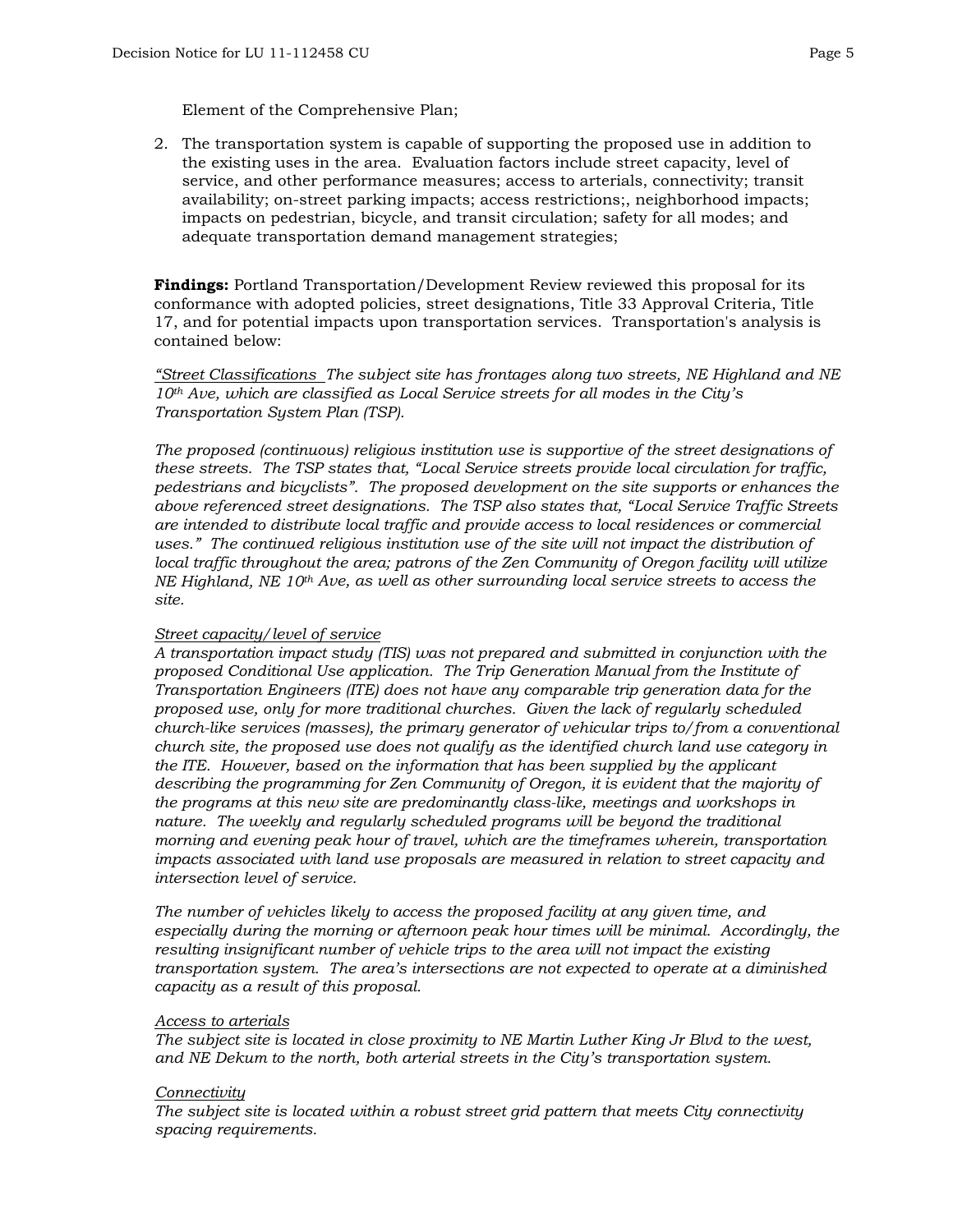Element of the Comprehensive Plan;

2. The transportation system is capable of supporting the proposed use in addition to the existing uses in the area. Evaluation factors include street capacity, level of service, and other performance measures; access to arterials, connectivity; transit availability; on-street parking impacts; access restrictions;, neighborhood impacts; impacts on pedestrian, bicycle, and transit circulation; safety for all modes; and adequate transportation demand management strategies;

**Findings:** Portland Transportation/Development Review reviewed this proposal for its conformance with adopted policies, street designations, Title 33 Approval Criteria, Title 17, and for potential impacts upon transportation services. Transportation's analysis is contained below:

*"Street Classifications The subject site has frontages along two streets, NE Highland and NE 10th Ave, which are classified as Local Service streets for all modes in the City's Transportation System Plan (TSP).*

*The proposed (continuous) religious institution use is supportive of the street designations of these streets. The TSP states that, "Local Service streets provide local circulation for traffic, pedestrians and bicyclists". The proposed development on the site supports or enhances the above referenced street designations. The TSP also states that, "Local Service Traffic Streets are intended to distribute local traffic and provide access to local residences or commercial uses." The continued religious institution use of the site will not impact the distribution of local traffic throughout the area; patrons of the Zen Community of Oregon facility will utilize NE Highland, NE 10th Ave, as well as other surrounding local service streets to access the site.*

*Street capacity/level of service*
*A transportation impact study (TIS) was not prepared and submitted in conjunction with the proposed Conditional Use application. The Trip Generation Manual from the Institute of Transportation Engineers (ITE) does not have any comparable trip generation data for the proposed use, only for more traditional churches. Given the lack of regularly scheduled church-like services (masses), the primary generator of vehicular trips to/from a conventional church site, the proposed use does not qualify as the identified church land use category in the ITE. However, based on the information that has been supplied by the applicant describing the programming for Zen Community of Oregon, it is evident that the majority of the programs at this new site are predominantly class-like, meetings and workshops in nature. The weekly and regularly scheduled programs will be beyond the traditional morning and evening peak hour of travel, which are the timeframes wherein, transportation impacts associated with land use proposals are measured in relation to street capacity and intersection level of service.*

*The number of vehicles likely to access the proposed facility at any given time, and especially during the morning or afternoon peak hour times will be minimal. Accordingly, the resulting insignificant number of vehicle trips to the area will not impact the existing transportation system. The area's intersections are not expected to operate at a diminished capacity as a result of this proposal.*

*Access to arterials*
*The subject site is located in close proximity to NE Martin Luther King Jr Blvd to the west, and NE Dekum to the north, both arterial streets in the City's transportation system.*

*Connectivity*
*The subject site is located within a robust street grid pattern that meets City connectivity spacing requirements.*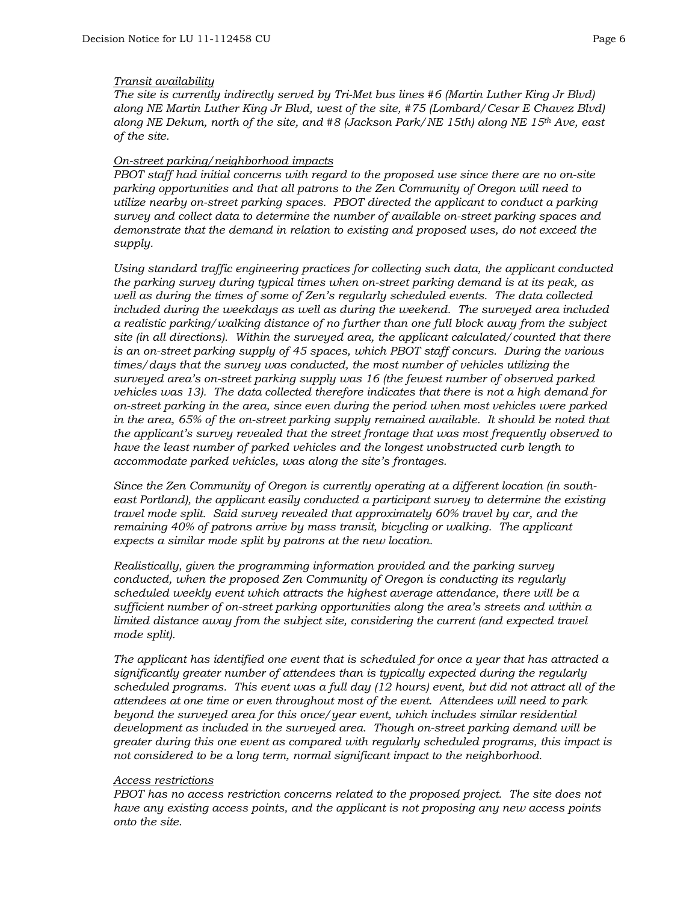*Transit availability*

*The site is currently indirectly served by Tri-Met bus lines #6 (Martin Luther King Jr Blvd) along NE Martin Luther King Jr Blvd, west of the site, #75 (Lombard/Cesar E Chavez Blvd) along NE Dekum, north of the site, and #8 (Jackson Park/NE 15th) along NE 15th Ave, east of the site.*

*On-street parking/neighborhood impacts*

*PBOT staff had initial concerns with regard to the proposed use since there are no on-site parking opportunities and that all patrons to the Zen Community of Oregon will need to utilize nearby on-street parking spaces. PBOT directed the applicant to conduct a parking survey and collect data to determine the number of available on-street parking spaces and demonstrate that the demand in relation to existing and proposed uses, do not exceed the supply.*

*Using standard traffic engineering practices for collecting such data, the applicant conducted the parking survey during typical times when on-street parking demand is at its peak, as well as during the times of some of Zen's regularly scheduled events. The data collected included during the weekdays as well as during the weekend. The surveyed area included a realistic parking/walking distance of no further than one full block away from the subject site (in all directions). Within the surveyed area, the applicant calculated/counted that there is an on-street parking supply of 45 spaces, which PBOT staff concurs. During the various times/days that the survey was conducted, the most number of vehicles utilizing the surveyed area's on-street parking supply was 16 (the fewest number of observed parked vehicles was 13). The data collected therefore indicates that there is not a high demand for on-street parking in the area, since even during the period when most vehicles were parked in the area, 65% of the on-street parking supply remained available. It should be noted that the applicant's survey revealed that the street frontage that was most frequently observed to have the least number of parked vehicles and the longest unobstructed curb length to accommodate parked vehicles, was along the site's frontages.*

*Since the Zen Community of Oregon is currently operating at a different location (in south-east Portland), the applicant easily conducted a participant survey to determine the existing travel mode split. Said survey revealed that approximately 60% travel by car, and the remaining 40% of patrons arrive by mass transit, bicycling or walking. The applicant expects a similar mode split by patrons at the new location.*

*Realistically, given the programming information provided and the parking survey conducted, when the proposed Zen Community of Oregon is conducting its regularly scheduled weekly event which attracts the highest average attendance, there will be a sufficient number of on-street parking opportunities along the area's streets and within a limited distance away from the subject site, considering the current (and expected travel mode split).*

*The applicant has identified one event that is scheduled for once a year that has attracted a significantly greater number of attendees than is typically expected during the regularly scheduled programs. This event was a full day (12 hours) event, but did not attract all of the attendees at one time or even throughout most of the event. Attendees will need to park beyond the surveyed area for this once/year event, which includes similar residential development as included in the surveyed area. Though on-street parking demand will be greater during this one event as compared with regularly scheduled programs, this impact is not considered to be a long term, normal significant impact to the neighborhood.*

*Access restrictions*

*PBOT has no access restriction concerns related to the proposed project. The site does not have any existing access points, and the applicant is not proposing any new access points onto the site.*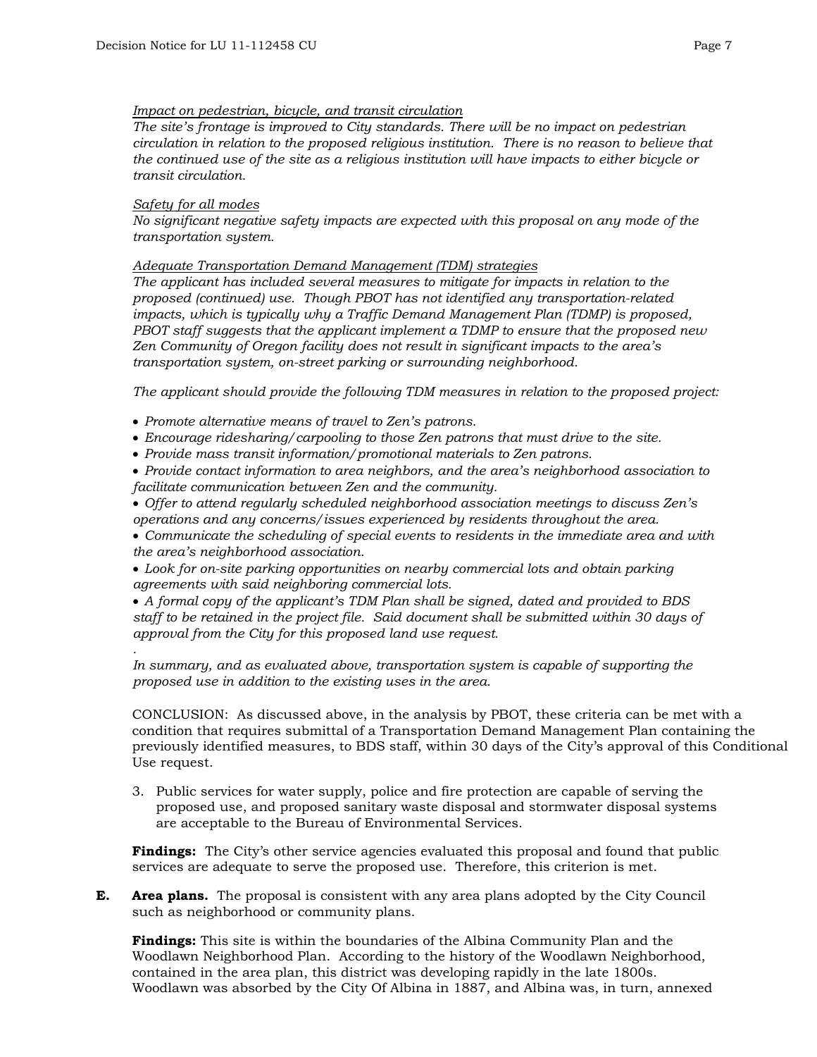*Impact on pedestrian, bicycle, and transit circulation*

*The site's frontage is improved to City standards. There will be no impact on pedestrian circulation in relation to the proposed religious institution. There is no reason to believe that the continued use of the site as a religious institution will have impacts to either bicycle or transit circulation.*

*Safety for all modes*

*No significant negative safety impacts are expected with this proposal on any mode of the transportation system.*

*Adequate Transportation Demand Management (TDM) strategies*

*The applicant has included several measures to mitigate for impacts in relation to the proposed (continued) use. Though PBOT has not identified any transportation-related impacts, which is typically why a Traffic Demand Management Plan (TDMP) is proposed, PBOT staff suggests that the applicant implement a TDMP to ensure that the proposed new Zen Community of Oregon facility does not result in significant impacts to the area's transportation system, on-street parking or surrounding neighborhood.*

*The applicant should provide the following TDM measures in relation to the proposed project:*

- *Promote alternative means of travel to Zen's patrons.*
- *Encourage ridesharing/carpooling to those Zen patrons that must drive to the site.*
- *Provide mass transit information/promotional materials to Zen patrons.*
- *Provide contact information to area neighbors, and the area's neighborhood association to facilitate communication between Zen and the community.*
- *Offer to attend regularly scheduled neighborhood association meetings to discuss Zen's operations and any concerns/issues experienced by residents throughout the area.*
- *Communicate the scheduling of special events to residents in the immediate area and with the area's neighborhood association.*
- *Look for on-site parking opportunities on nearby commercial lots and obtain parking agreements with said neighboring commercial lots.*
- *A formal copy of the applicant's TDM Plan shall be signed, dated and provided to BDS staff to be retained in the project file. Said document shall be submitted within 30 days of approval from the City for this proposed land use request.*

*In summary, and as evaluated above, transportation system is capable of supporting the proposed use in addition to the existing uses in the area.*

CONCLUSION: As discussed above, in the analysis by PBOT, these criteria can be met with a condition that requires submittal of a Transportation Demand Management Plan containing the previously identified measures, to BDS staff, within 30 days of the City's approval of this Conditional Use request.

3. Public services for water supply, police and fire protection are capable of serving the proposed use, and proposed sanitary waste disposal and stormwater disposal systems are acceptable to the Bureau of Environmental Services.

**Findings:** The City's other service agencies evaluated this proposal and found that public services are adequate to serve the proposed use. Therefore, this criterion is met.

**E. Area plans.** The proposal is consistent with any area plans adopted by the City Council such as neighborhood or community plans.

**Findings:** This site is within the boundaries of the Albina Community Plan and the Woodlawn Neighborhood Plan. According to the history of the Woodlawn Neighborhood, contained in the area plan, this district was developing rapidly in the late 1800s. Woodlawn was absorbed by the City Of Albina in 1887, and Albina was, in turn, annexed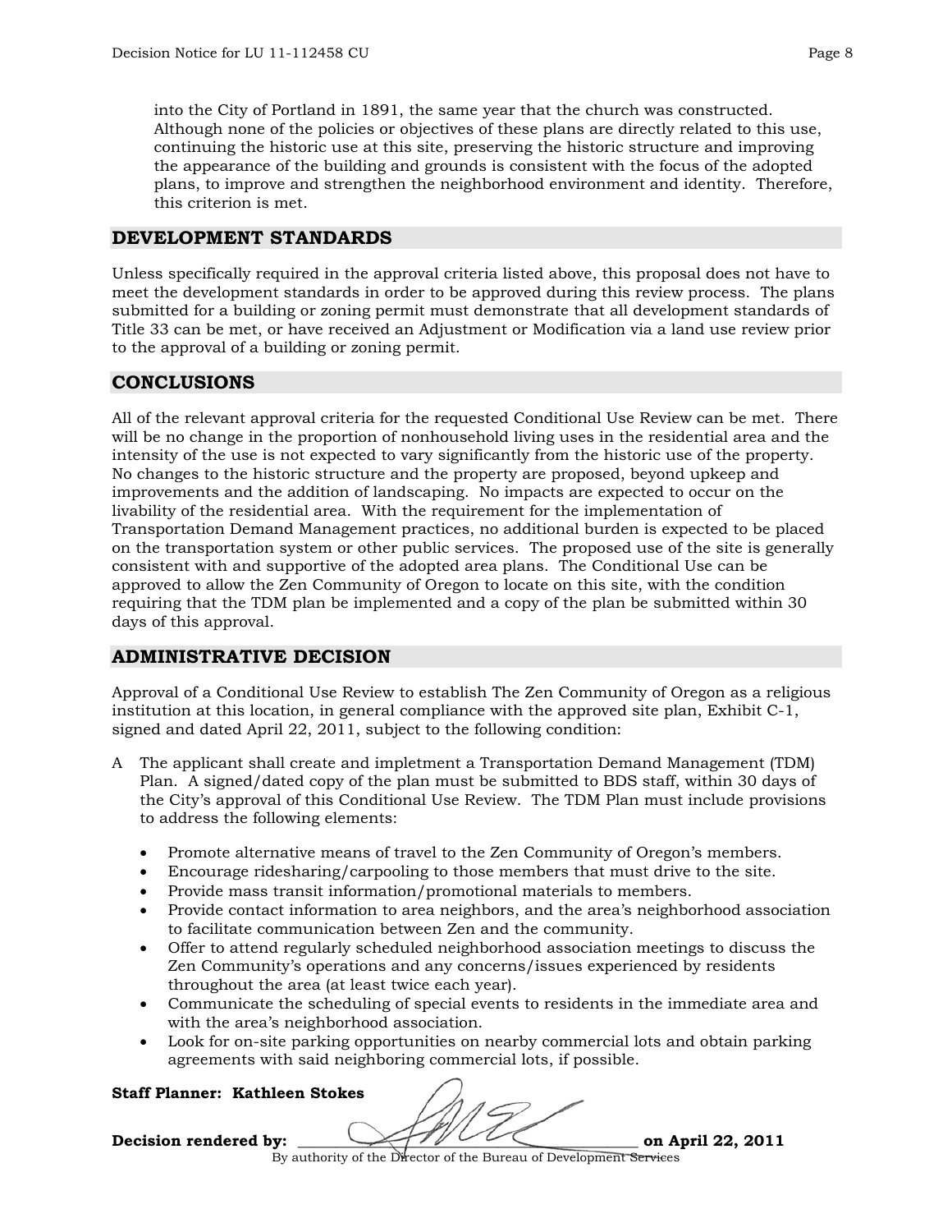into the City of Portland in 1891, the same year that the church was constructed. Although none of the policies or objectives of these plans are directly related to this use, continuing the historic use at this site, preserving the historic structure and improving the appearance of the building and grounds is consistent with the focus of the adopted plans, to improve and strengthen the neighborhood environment and identity. Therefore, this criterion is met.

## DEVELOPMENT STANDARDS

Unless specifically required in the approval criteria listed above, this proposal does not have to meet the development standards in order to be approved during this review process. The plans submitted for a building or zoning permit must demonstrate that all development standards of Title 33 can be met, or have received an Adjustment or Modification via a land use review prior to the approval of a building or zoning permit.

## CONCLUSIONS

All of the relevant approval criteria for the requested Conditional Use Review can be met. There will be no change in the proportion of nonhousehold living uses in the residential area and the intensity of the use is not expected to vary significantly from the historic use of the property. No changes to the historic structure and the property are proposed, beyond upkeep and improvements and the addition of landscaping. No impacts are expected to occur on the livability of the residential area. With the requirement for the implementation of Transportation Demand Management practices, no additional burden is expected to be placed on the transportation system or other public services. The proposed use of the site is generally consistent with and supportive of the adopted area plans. The Conditional Use can be approved to allow the Zen Community of Oregon to locate on this site, with the condition requiring that the TDM plan be implemented and a copy of the plan be submitted within 30 days of this approval.

## ADMINISTRATIVE DECISION

Approval of a Conditional Use Review to establish The Zen Community of Oregon as a religious institution at this location, in general compliance with the approved site plan, Exhibit C-1, signed and dated April 22, 2011, subject to the following condition:

A The applicant shall create and impletment a Transportation Demand Management (TDM) Plan. A signed/dated copy of the plan must be submitted to BDS staff, within 30 days of the City's approval of this Conditional Use Review. The TDM Plan must include provisions to address the following elements:

- Promote alternative means of travel to the Zen Community of Oregon's members.
- Encourage ridesharing/carpooling to those members that must drive to the site.
- Provide mass transit information/promotional materials to members.
- Provide contact information to area neighbors, and the area's neighborhood association to facilitate communication between Zen and the community.
- Offer to attend regularly scheduled neighborhood association meetings to discuss the Zen Community's operations and any concerns/issues experienced by residents throughout the area (at least twice each year).
- Communicate the scheduling of special events to residents in the immediate area and with the area's neighborhood association.
- Look for on-site parking opportunities on nearby commercial lots and obtain parking agreements with said neighboring commercial lots, if possible.

**Staff Planner: Kathleen Stokes**

**Decision rendered by:** ______________________ **on April 22, 2011**

By authority of the Director of the Bureau of Development Services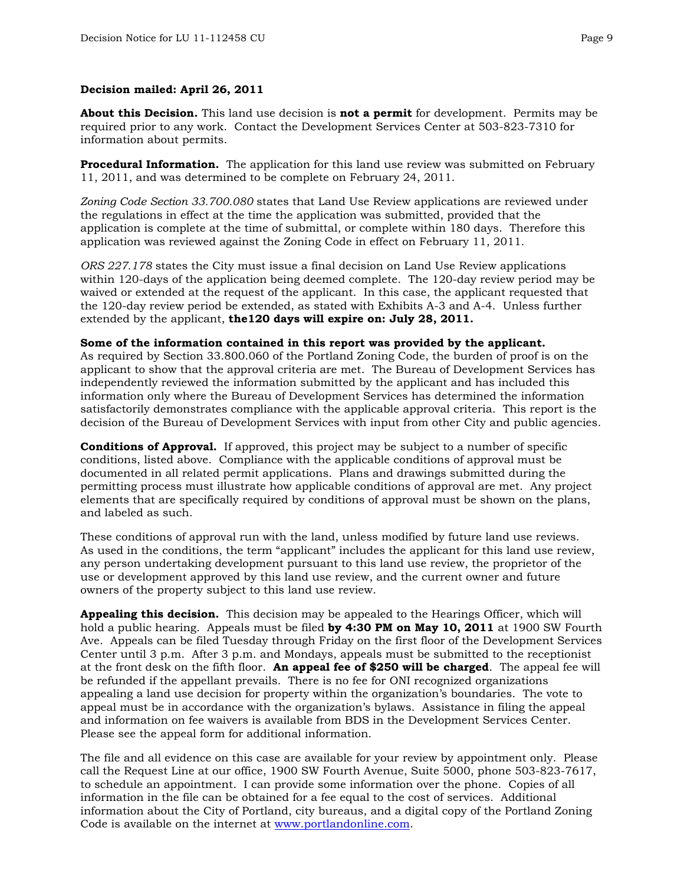**Decision mailed: April 26, 2011**

**About this Decision.** This land use decision is **not a permit** for development. Permits may be required prior to any work. Contact the Development Services Center at 503-823-7310 for information about permits.

**Procedural Information.** The application for this land use review was submitted on February 11, 2011, and was determined to be complete on February 24, 2011.

*Zoning Code Section 33.700.080* states that Land Use Review applications are reviewed under the regulations in effect at the time the application was submitted, provided that the application is complete at the time of submittal, or complete within 180 days. Therefore this application was reviewed against the Zoning Code in effect on February 11, 2011.

*ORS 227.178* states the City must issue a final decision on Land Use Review applications within 120-days of the application being deemed complete. The 120-day review period may be waived or extended at the request of the applicant. In this case, the applicant requested that the 120-day review period be extended, as stated with Exhibits A-3 and A-4. Unless further extended by the applicant, **the120 days will expire on: July 28, 2011.**

**Some of the information contained in this report was provided by the applicant.**
As required by Section 33.800.060 of the Portland Zoning Code, the burden of proof is on the applicant to show that the approval criteria are met. The Bureau of Development Services has independently reviewed the information submitted by the applicant and has included this information only where the Bureau of Development Services has determined the information satisfactorily demonstrates compliance with the applicable approval criteria. This report is the decision of the Bureau of Development Services with input from other City and public agencies.

**Conditions of Approval.** If approved, this project may be subject to a number of specific conditions, listed above. Compliance with the applicable conditions of approval must be documented in all related permit applications. Plans and drawings submitted during the permitting process must illustrate how applicable conditions of approval are met. Any project elements that are specifically required by conditions of approval must be shown on the plans, and labeled as such.

These conditions of approval run with the land, unless modified by future land use reviews. As used in the conditions, the term "applicant" includes the applicant for this land use review, any person undertaking development pursuant to this land use review, the proprietor of the use or development approved by this land use review, and the current owner and future owners of the property subject to this land use review.

**Appealing this decision.** This decision may be appealed to the Hearings Officer, which will hold a public hearing. Appeals must be filed **by 4:30 PM on May 10, 2011** at 1900 SW Fourth Ave. Appeals can be filed Tuesday through Friday on the first floor of the Development Services Center until 3 p.m. After 3 p.m. and Mondays, appeals must be submitted to the receptionist at the front desk on the fifth floor. **An appeal fee of $250 will be charged**. The appeal fee will be refunded if the appellant prevails. There is no fee for ONI recognized organizations appealing a land use decision for property within the organization's boundaries. The vote to appeal must be in accordance with the organization's bylaws. Assistance in filing the appeal and information on fee waivers is available from BDS in the Development Services Center. Please see the appeal form for additional information.

The file and all evidence on this case are available for your review by appointment only. Please call the Request Line at our office, 1900 SW Fourth Avenue, Suite 5000, phone 503-823-7617, to schedule an appointment. I can provide some information over the phone. Copies of all information in the file can be obtained for a fee equal to the cost of services. Additional information about the City of Portland, city bureaus, and a digital copy of the Portland Zoning Code is available on the internet at www.portlandonline.com.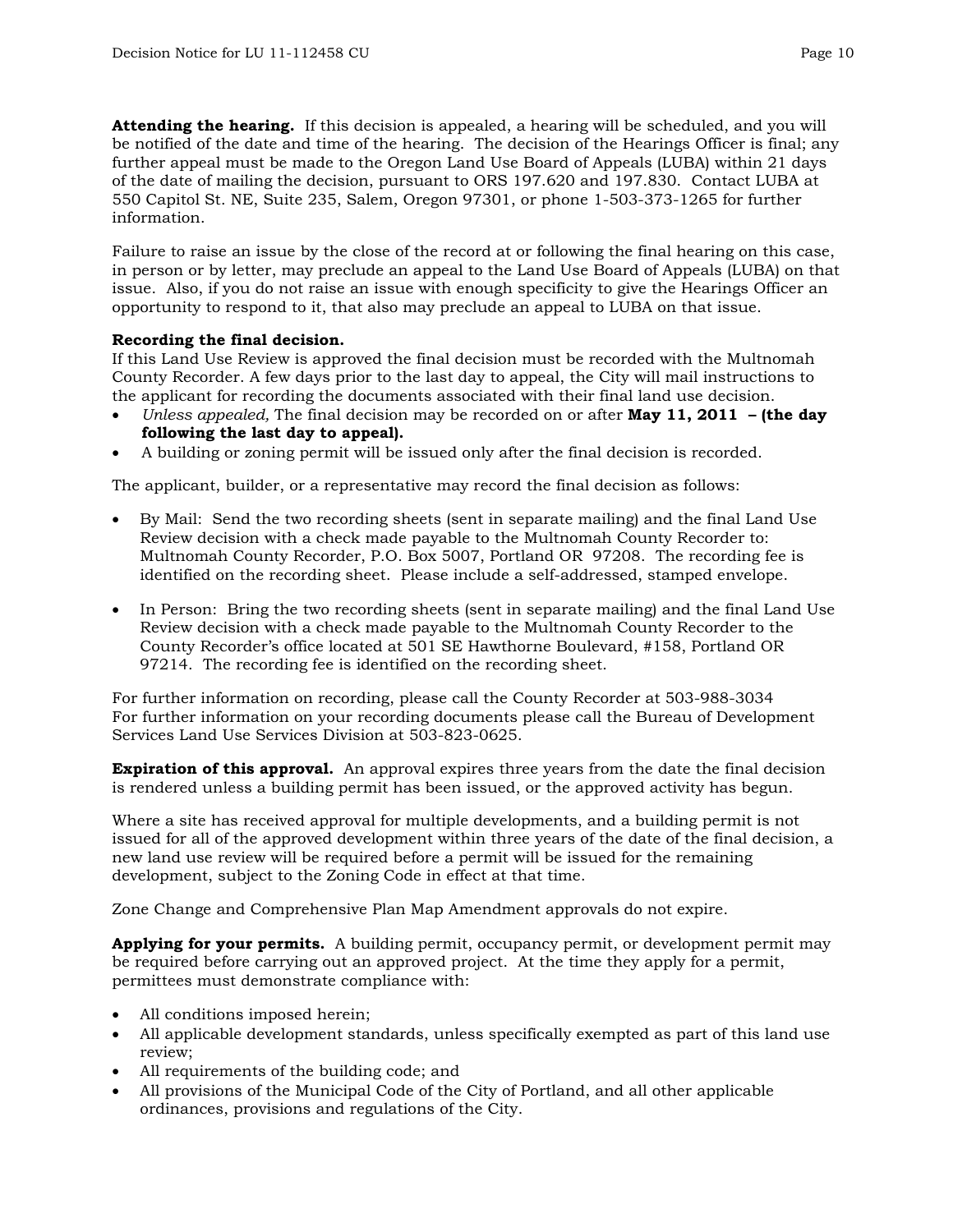**Attending the hearing.** If this decision is appealed, a hearing will be scheduled, and you will be notified of the date and time of the hearing. The decision of the Hearings Officer is final; any further appeal must be made to the Oregon Land Use Board of Appeals (LUBA) within 21 days of the date of mailing the decision, pursuant to ORS 197.620 and 197.830. Contact LUBA at 550 Capitol St. NE, Suite 235, Salem, Oregon 97301, or phone 1-503-373-1265 for further information.

Failure to raise an issue by the close of the record at or following the final hearing on this case, in person or by letter, may preclude an appeal to the Land Use Board of Appeals (LUBA) on that issue. Also, if you do not raise an issue with enough specificity to give the Hearings Officer an opportunity to respond to it, that also may preclude an appeal to LUBA on that issue.

**Recording the final decision.**
If this Land Use Review is approved the final decision must be recorded with the Multnomah County Recorder. A few days prior to the last day to appeal, the City will mail instructions to the applicant for recording the documents associated with their final land use decision.

- *Unless appealed,* The final decision may be recorded on or after **May 11, 2011 – (the day following the last day to appeal).**
- A building or zoning permit will be issued only after the final decision is recorded.

The applicant, builder, or a representative may record the final decision as follows:

- By Mail: Send the two recording sheets (sent in separate mailing) and the final Land Use Review decision with a check made payable to the Multnomah County Recorder to: Multnomah County Recorder, P.O. Box 5007, Portland OR 97208. The recording fee is identified on the recording sheet. Please include a self-addressed, stamped envelope.

- In Person: Bring the two recording sheets (sent in separate mailing) and the final Land Use Review decision with a check made payable to the Multnomah County Recorder to the County Recorder's office located at 501 SE Hawthorne Boulevard, #158, Portland OR 97214. The recording fee is identified on the recording sheet.

For further information on recording, please call the County Recorder at 503-988-3034
For further information on your recording documents please call the Bureau of Development Services Land Use Services Division at 503-823-0625.

**Expiration of this approval.** An approval expires three years from the date the final decision is rendered unless a building permit has been issued, or the approved activity has begun.

Where a site has received approval for multiple developments, and a building permit is not issued for all of the approved development within three years of the date of the final decision, a new land use review will be required before a permit will be issued for the remaining development, subject to the Zoning Code in effect at that time.

Zone Change and Comprehensive Plan Map Amendment approvals do not expire.

**Applying for your permits.** A building permit, occupancy permit, or development permit may be required before carrying out an approved project. At the time they apply for a permit, permittees must demonstrate compliance with:

- All conditions imposed herein;
- All applicable development standards, unless specifically exempted as part of this land use review;
- All requirements of the building code; and
- All provisions of the Municipal Code of the City of Portland, and all other applicable ordinances, provisions and regulations of the City.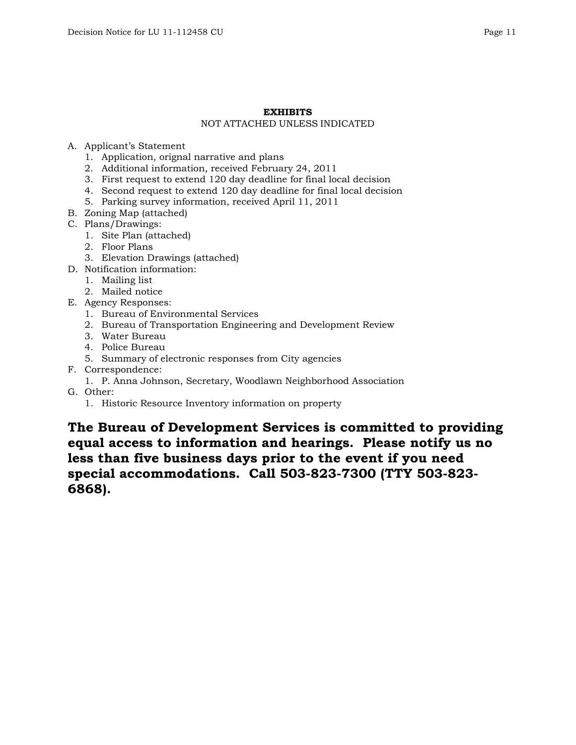**EXHIBITS**

NOT ATTACHED UNLESS INDICATED

A. Applicant's Statement
   1. Application, orignal narrative and plans
   2. Additional information, received February 24, 2011
   3. First request to extend 120 day deadline for final local decision
   4. Second request to extend 120 day deadline for final local decision
   5. Parking survey information, received April 11, 2011
B. Zoning Map (attached)
C. Plans/Drawings:
   1. Site Plan (attached)
   2. Floor Plans
   3. Elevation Drawings (attached)
D. Notification information:
   1. Mailing list
   2. Mailed notice
E. Agency Responses:
   1. Bureau of Environmental Services
   2. Bureau of Transportation Engineering and Development Review
   3. Water Bureau
   4. Police Bureau
   5. Summary of electronic responses from City agencies
F. Correspondence:
   1. P. Anna Johnson, Secretary, Woodlawn Neighborhood Association
G. Other:
   1. Historic Resource Inventory information on property

**The Bureau of Development Services is committed to providing equal access to information and hearings. Please notify us no less than five business days prior to the event if you need special accommodations. Call 503-823-7300 (TTY 503-823-6868).**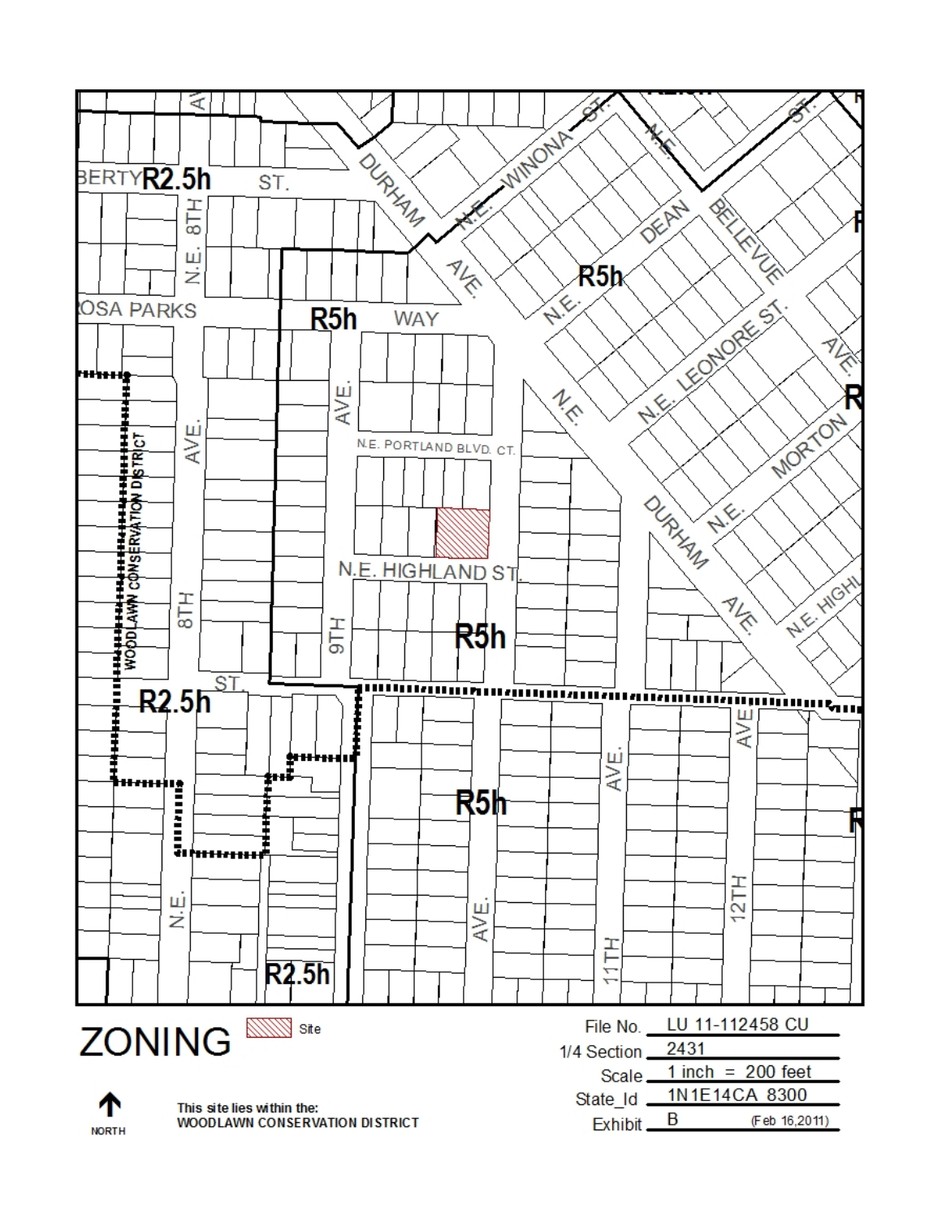# ZONING

Site

This site lies within the:
WOODLAWN CONSERVATION DISTRICT

NORTH

| | |
|---|---|
| File No. | LU 11-112458 CU |
| 1/4 Section | 2431 |
| Scale | 1 inch = 200 feet |
| State_Id | 1N1E14CA 8300 |
| Exhibit | B (Feb 16,2011) |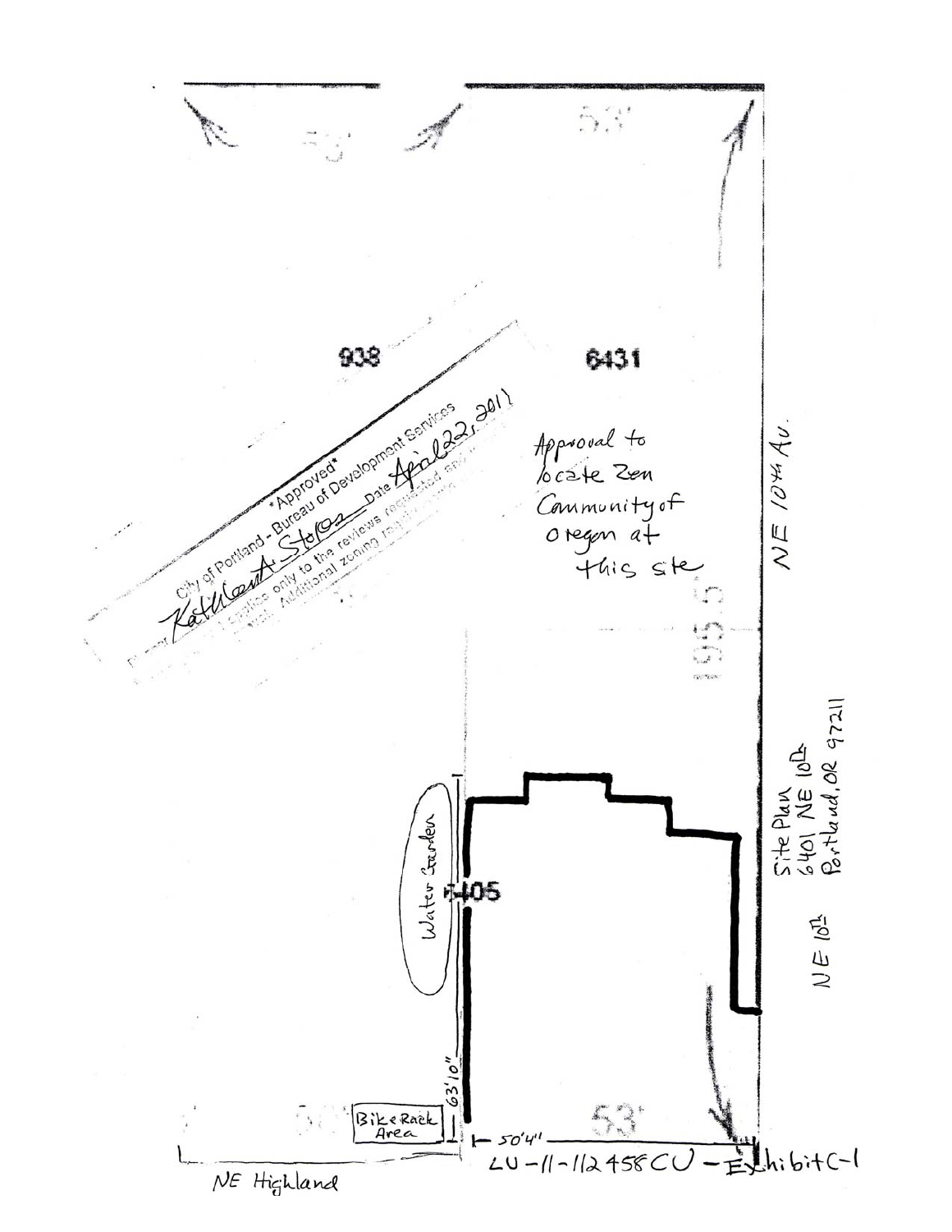53'

53'

938

6431

City of Portland - Bureau of Development Services
*Approved*
Kathleen A. Stokes Date April 22, 2011
This approval applies only to the reviews requested and is subject to all conditions of approval. Additional zoning requirements may apply.

Approval to locate Zen Community of Oregon at this site

NE 10th Av.

195.5'

Water Garden

6405

Site Plan
6401 NE 10th
Portland, OR 97211

NE 10th

63'10"

Bike Rack Area

53'

50'4"

LU-11-112458CU - Exhibit C-1

NE Highland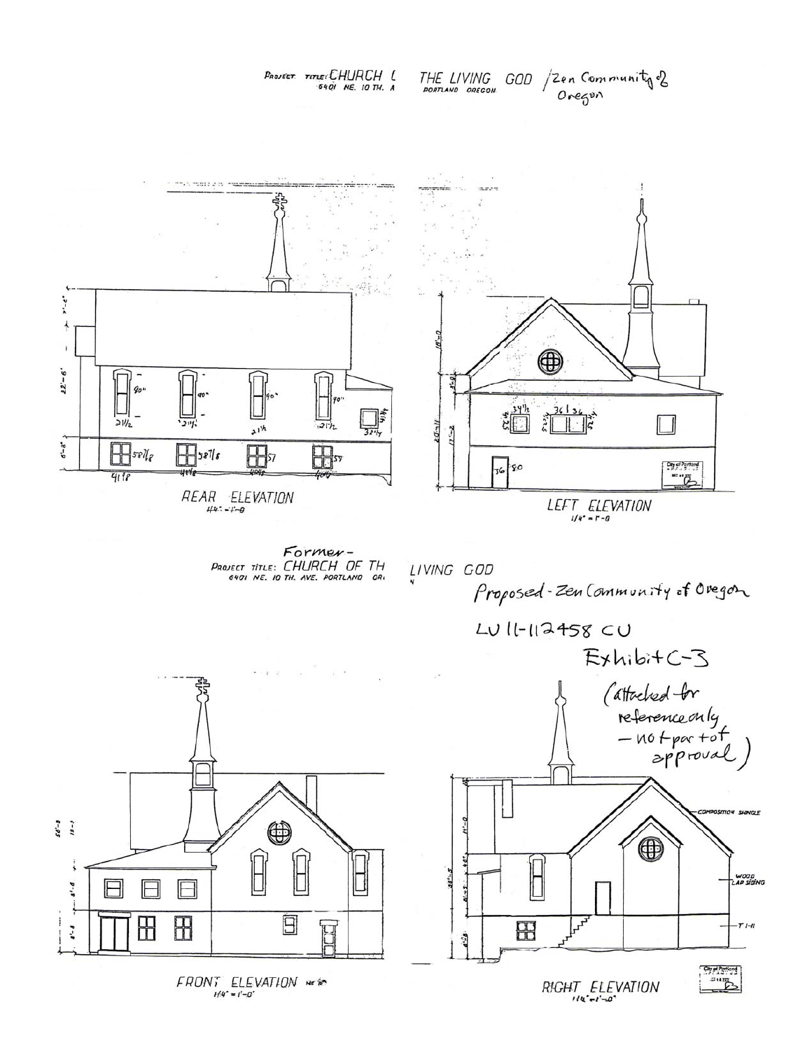PROJECT TITLE: CHURCH [OF] THE LIVING GOD / Zen Community of Oregon
6401 NE. 10 TH. A[VE.] PORTLAND OREGON

REAR ELEVATION
1/4" = 1'-0"

LEFT ELEVATION
1/4" = 1'-0"

Former -
PROJECT TITLE: CHURCH OF TH[E] LIVING GOD
6401 NE. 10 TH. AVE. PORTLAND OR[EGON]

Proposed - Zen Community of Oregon

LU 11-112458 CU

Exhibit C-3

(attached for reference only - not part of approval)

FRONT ELEVATION
1/4" = 1'-0"

RIGHT ELEVATION
1/4" = 1'-0"

COMPOSITION SHINGLE

WOOD LAP SIDING

T 1-11